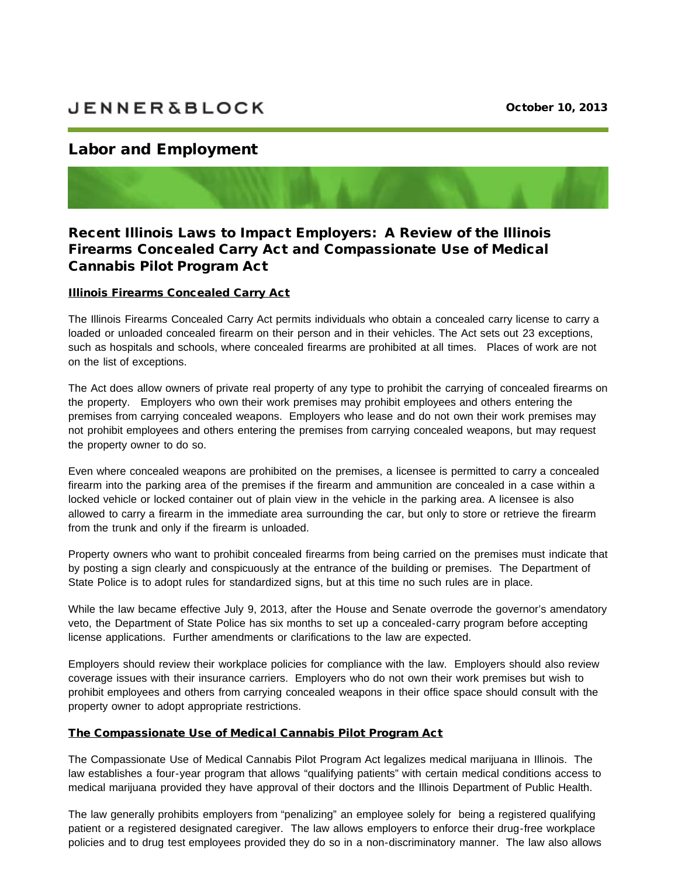JENNER&BLOCK

October 10, 2013

## Labor and Employment

# Recent Illinois Laws to Impact Employers: A Review of the Illinois Firearms Concealed Carry Act and Compassionate Use of Medical Cannabis Pilot Program Act

### Illinois Firearms Concealed Carry Act

The Illinois Firearms Concealed Carry Act permits individuals who obtain a concealed carry license to carry a loaded or unloaded concealed firearm on their person and in their vehicles. The Act sets out 23 exceptions, such as hospitals and schools, where concealed firearms are prohibited at all times. Places of work are not on the list of exceptions.

The Act does allow owners of private real property of any type to prohibit the carrying of concealed firearms on the property. Employers who own their work premises may prohibit employees and others entering the premises from carrying concealed weapons. Employers who lease and do not own their work premises may not prohibit employees and others entering the premises from carrying concealed weapons, but may request the property owner to do so.

Even where concealed weapons are prohibited on the premises, a licensee is permitted to carry a concealed firearm into the parking area of the premises if the firearm and ammunition are concealed in a case within a locked vehicle or locked container out of plain view in the vehicle in the parking area. A licensee is also allowed to carry a firearm in the immediate area surrounding the car, but only to store or retrieve the firearm from the trunk and only if the firearm is unloaded.

Property owners who want to prohibit concealed firearms from being carried on the premises must indicate that by posting a sign clearly and conspicuously at the entrance of the building or premises. The Department of State Police is to adopt rules for standardized signs, but at this time no such rules are in place.

While the law became effective July 9, 2013, after the House and Senate overrode the governor's amendatory veto, the Department of State Police has six months to set up a concealed-carry program before accepting license applications. Further amendments or clarifications to the law are expected.

Employers should review their workplace policies for compliance with the law. Employers should also review coverage issues with their insurance carriers. Employers who do not own their work premises but wish to prohibit employees and others from carrying concealed weapons in their office space should consult with the property owner to adopt appropriate restrictions.

### The Compassionate Use of Medical Cannabis Pilot Program Act

The Compassionate Use of Medical Cannabis Pilot Program Act legalizes medical marijuana in Illinois. The law establishes a four-year program that allows "qualifying patients" with certain medical conditions access to medical marijuana provided they have approval of their doctors and the Illinois Department of Public Health.

The law generally prohibits employers from "penalizing" an employee solely for being a registered qualifying patient or a registered designated caregiver. The law allows employers to enforce their drug-free workplace policies and to drug test employees provided they do so in a non-discriminatory manner. The law also allows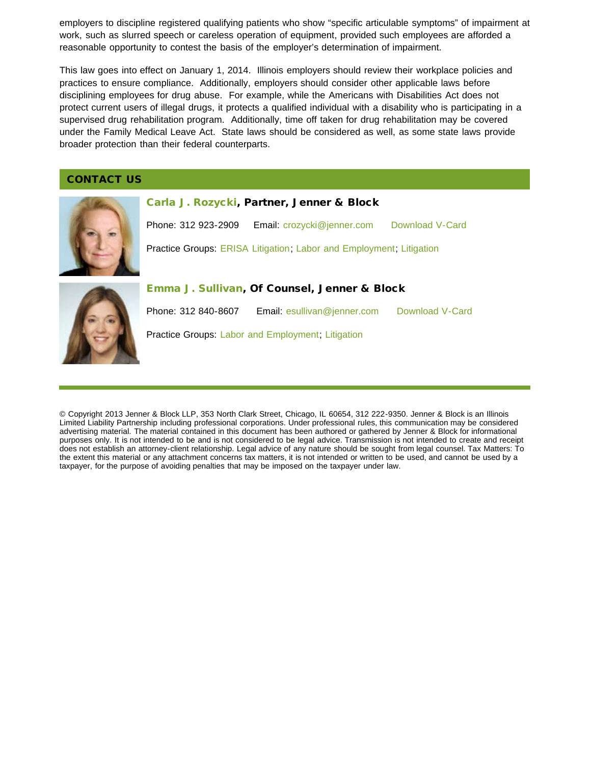employers to discipline registered qualifying patients who show "specific articulable symptoms" of impairment at work, such as slurred speech or careless operation of equipment, provided such employees are afforded a reasonable opportunity to contest the basis of the employer's determination of impairment.

This law goes into effect on January 1, 2014. Illinois employers should review their workplace policies and practices to ensure compliance. Additionally, employers should consider other applicable laws before disciplining employees for drug abuse. For example, while the Americans with Disabilities Act does not protect current users of illegal drugs, it protects a qualified individual with a disability who is participating in a supervised drug rehabilitation program. Additionally, time off taken for drug rehabilitation may be covered under the Family Medical Leave Act. State laws should be considered as well, as some state laws provide broader protection than their federal counterparts.

## CONTACT US

**Carla J. Rozycki, Partner, Jenner & Block**

Phone: 312 923-2909 Email: crozycki@jenner.com Download V-Card

Practice Groups: ERISA Litigation; Labor and Employment; Litigation

**Emma J. Sullivan, Of Counsel, Jenner & Block**

Phone: 312 840-8607 Email: esullivan@jenner.com Download V-Card

Practice Groups: Labor and Employment; Litigation

© Copyright 2013 Jenner & Block LLP, 353 North Clark Street, Chicago, IL 60654, 312 222-9350. Jenner & Block is an Illinois Limited Liability Partnership including professional corporations. Under professional rules, this communication may be considered advertising material. The material contained in this document has been authored or gathered by Jenner & Block for informational purposes only. It is not intended to be and is not considered to be legal advice. Transmission is not intended to create and receipt does not establish an attorney-client relationship. Legal advice of any nature should be sought from legal counsel. Tax Matters: To the extent this material or any attachment concerns tax matters, it is not intended or written to be used, and cannot be used by a taxpayer, for the purpose of avoiding penalties that may be imposed on the taxpayer under law.